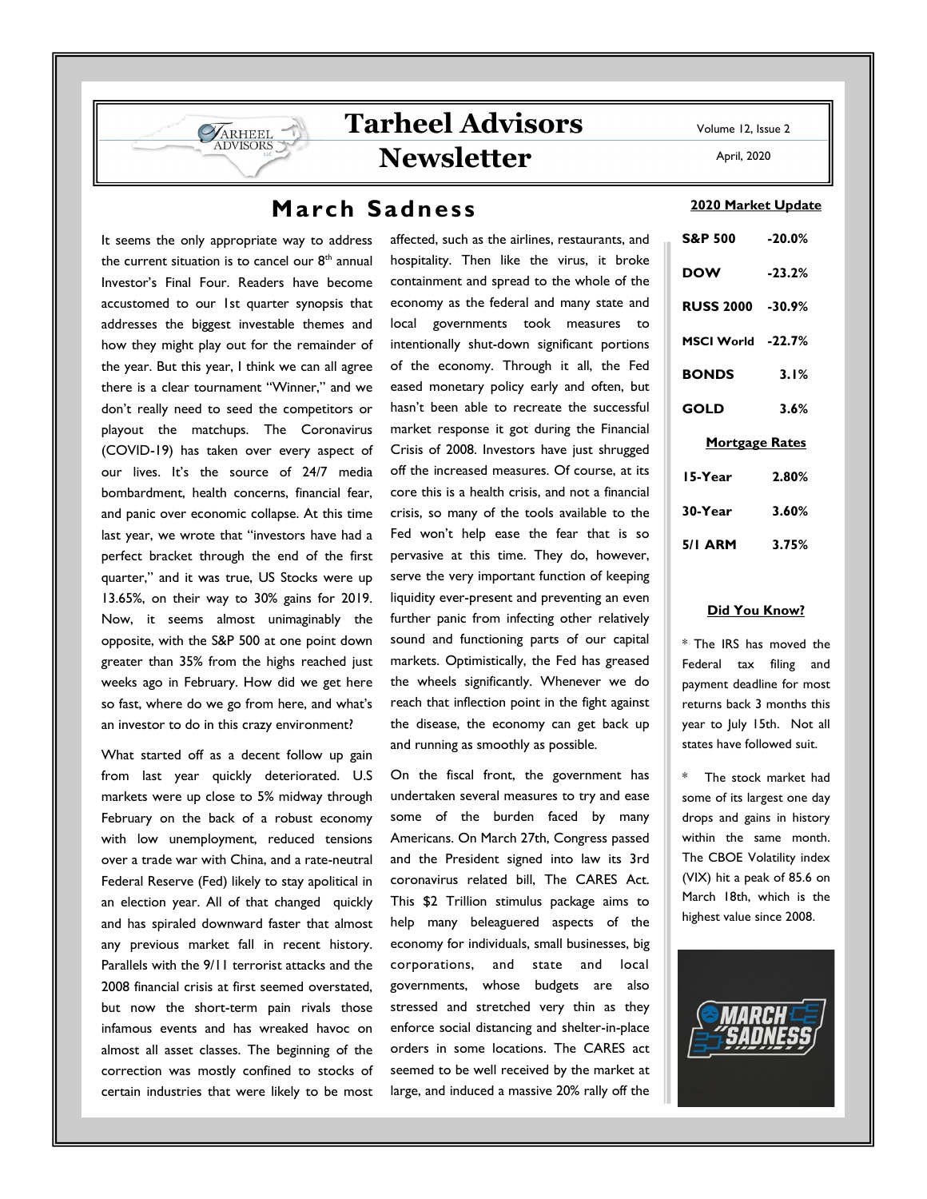# Tarheel Advisors Newsletter

Volume 12, Issue 2

April, 2020

## March Sadness

It seems the only appropriate way to address the current situation is to cancel our 8th annual Investor's Final Four. Readers have become accustomed to our 1st quarter synopsis that addresses the biggest investable themes and how they might play out for the remainder of the year. But this year, I think we can all agree there is a clear tournament "Winner," and we don't really need to seed the competitors or playout the matchups. The Coronavirus (COVID-19) has taken over every aspect of our lives. It's the source of 24/7 media bombardment, health concerns, financial fear, and panic over economic collapse. At this time last year, we wrote that "investors have had a perfect bracket through the end of the first quarter," and it was true, US Stocks were up 13.65%, on their way to 30% gains for 2019. Now, it seems almost unimaginably the opposite, with the S&P 500 at one point down greater than 35% from the highs reached just weeks ago in February. How did we get here so fast, where do we go from here, and what's an investor to do in this crazy environment?

What started off as a decent follow up gain from last year quickly deteriorated. U.S markets were up close to 5% midway through February on the back of a robust economy with low unemployment, reduced tensions over a trade war with China, and a rate-neutral Federal Reserve (Fed) likely to stay apolitical in an election year. All of that changed quickly and has spiraled downward faster than almost any previous market fall in recent history. Parallels with the 9/11 terrorist attacks and the 2008 financial crisis at first seemed overstated, but now the short-term pain rivals those infamous events and has wreaked havoc on almost all asset classes. The beginning of the correction was mostly confined to stocks of certain industries that were likely to be most affected, such as the airlines, restaurants, and hospitality. Then like the virus, it broke containment and spread to the whole of the economy as the federal and many state and local governments took measures to intentionally shut-down significant portions of the economy. Through it all, the Fed eased monetary policy early and often, but hasn't been able to recreate the successful market response it got during the Financial Crisis of 2008. Investors have just shrugged off the increased measures. Of course, at its core this is a health crisis, and not a financial crisis, so many of the tools available to the Fed won't help ease the fear that is so pervasive at this time. They do, however, serve the very important function of keeping liquidity ever-present and preventing an even further panic from infecting other relatively sound and functioning parts of our capital markets. Optimistically, the Fed has greased the wheels significantly. Whenever we do reach that inflection point in the fight against the disease, the economy can get back up and running as smoothly as possible.

On the fiscal front, the government has undertaken several measures to try and ease some of the burden faced by many Americans. On March 27th, Congress passed and the President signed into law its 3rd coronavirus related bill, The CARES Act. This $2 Trillion stimulus package aims to help many beleaguered aspects of the economy for individuals, small businesses, big corporations, and state and local governments, whose budgets are also stressed and stretched very thin as they enforce social distancing and shelter-in-place orders in some locations. The CARES act seemed to be well received by the market at large, and induced a massive 20% rally off the

### 2020 Market Update

| | |
|---|---|
| **S&P 500** | **-20.0%** |
| **DOW** | **-23.2%** |
| **RUSS 2000** | **-30.9%** |
| **MSCI World** | **-22.7%** |
| **BONDS** | **3.1%** |
| **GOLD** | **3.6%** |

### Mortgage Rates

| | |
|---|---|
| **15-Year** | **2.80%** |
| **30-Year** | **3.60%** |
| **5/1 ARM** | **3.75%** |

### Did You Know?

* The IRS has moved the Federal tax filing and payment deadline for most returns back 3 months this year to July 15th. Not all states have followed suit.

* The stock market had some of its largest one day drops and gains in history within the same month. The CBOE Volatility index (VIX) hit a peak of 85.6 on March 18th, which is the highest value since 2008.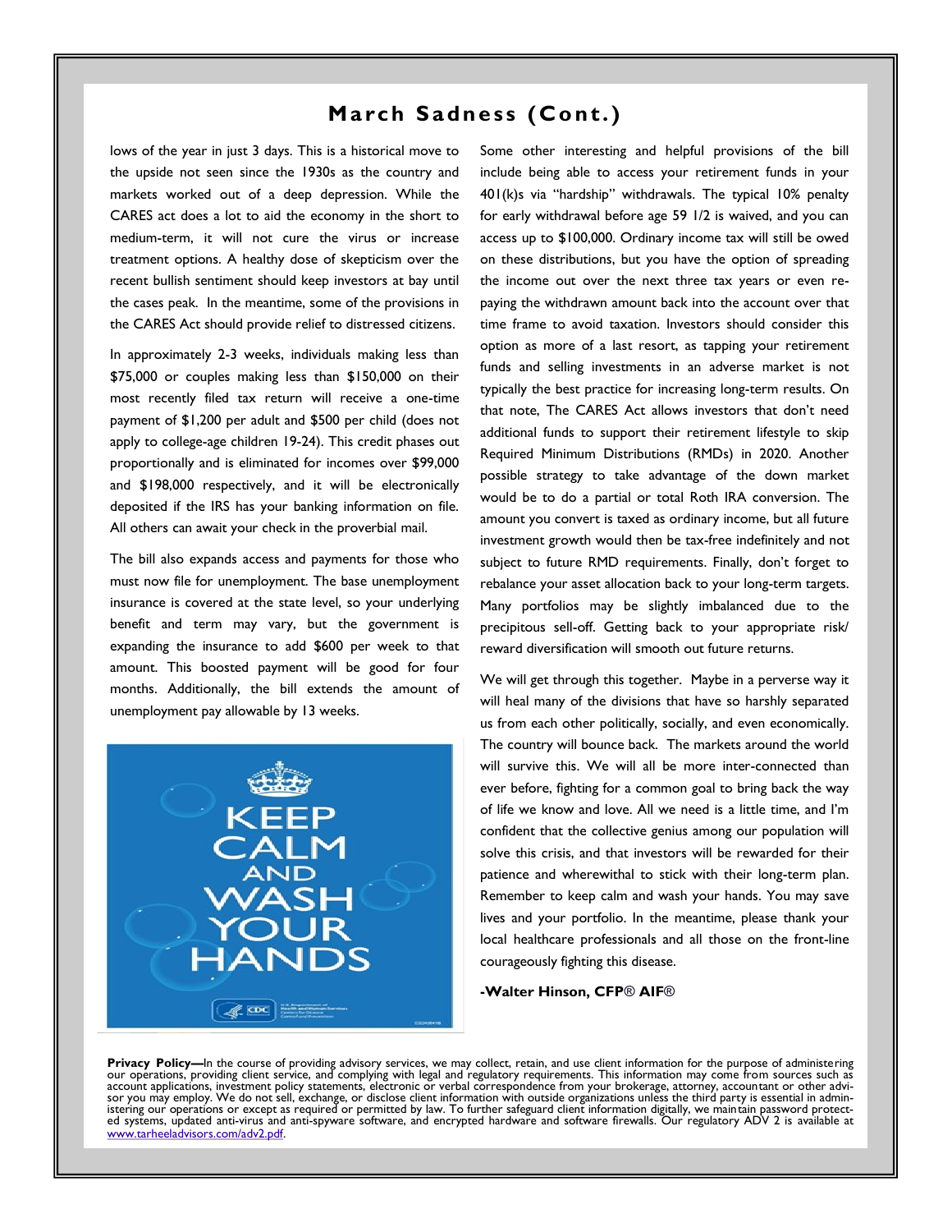## March Sadness (Cont.)

lows of the year in just 3 days. This is a historical move to the upside not seen since the 1930s as the country and markets worked out of a deep depression. While the CARES act does a lot to aid the economy in the short to medium-term, it will not cure the virus or increase treatment options. A healthy dose of skepticism over the recent bullish sentiment should keep investors at bay until the cases peak. In the meantime, some of the provisions in the CARES Act should provide relief to distressed citizens.

In approximately 2-3 weeks, individuals making less than $75,000 or couples making less than $150,000 on their most recently filed tax return will receive a one-time payment of $1,200 per adult and $500 per child (does not apply to college-age children 19-24). This credit phases out proportionally and is eliminated for incomes over $99,000 and $198,000 respectively, and it will be electronically deposited if the IRS has your banking information on file. All others can await your check in the proverbial mail.

The bill also expands access and payments for those who must now file for unemployment. The base unemployment insurance is covered at the state level, so your underlying benefit and term may vary, but the government is expanding the insurance to add $600 per week to that amount. This boosted payment will be good for four months. Additionally, the bill extends the amount of unemployment pay allowable by 13 weeks.

KEEP CALM AND WASH YOUR HANDS

Some other interesting and helpful provisions of the bill include being able to access your retirement funds in your 401(k)s via "hardship" withdrawals. The typical 10% penalty for early withdrawal before age 59 1/2 is waived, and you can access up to $100,000. Ordinary income tax will still be owed on these distributions, but you have the option of spreading the income out over the next three tax years or even re-paying the withdrawn amount back into the account over that time frame to avoid taxation. Investors should consider this option as more of a last resort, as tapping your retirement funds and selling investments in an adverse market is not typically the best practice for increasing long-term results. On that note, The CARES Act allows investors that don't need additional funds to support their retirement lifestyle to skip Required Minimum Distributions (RMDs) in 2020. Another possible strategy to take advantage of the down market would be to do a partial or total Roth IRA conversion. The amount you convert is taxed as ordinary income, but all future investment growth would then be tax-free indefinitely and not subject to future RMD requirements. Finally, don't forget to rebalance your asset allocation back to your long-term targets. Many portfolios may be slightly imbalanced due to the precipitous sell-off. Getting back to your appropriate risk/reward diversification will smooth out future returns.

We will get through this together. Maybe in a perverse way it will heal many of the divisions that have so harshly separated us from each other politically, socially, and even economically. The country will bounce back. The markets around the world will survive this. We will all be more inter-connected than ever before, fighting for a common goal to bring back the way of life we know and love. All we need is a little time, and I'm confident that the collective genius among our population will solve this crisis, and that investors will be rewarded for their patience and wherewithal to stick with their long-term plan. Remember to keep calm and wash your hands. You may save lives and your portfolio. In the meantime, please thank your local healthcare professionals and all those on the front-line courageously fighting this disease.

**-Walter Hinson, CFP® AIF®**

**Privacy Policy—**In the course of providing advisory services, we may collect, retain, and use client information for the purpose of administering our operations, providing client service, and complying with legal and regulatory requirements. This information may come from sources such as account applications, investment policy statements, electronic or verbal correspondence from your brokerage, attorney, accountant or other advisor you may employ. We do not sell, exchange, or disclose client information with outside organizations unless the third party is essential in administering our operations or except as required or permitted by law. To further safeguard client information digitally, we maintain password protected systems, updated anti-virus and anti-spyware software, and encrypted hardware and software firewalls. Our regulatory ADV 2 is available at www.tarheeladvisors.com/adv2.pdf.